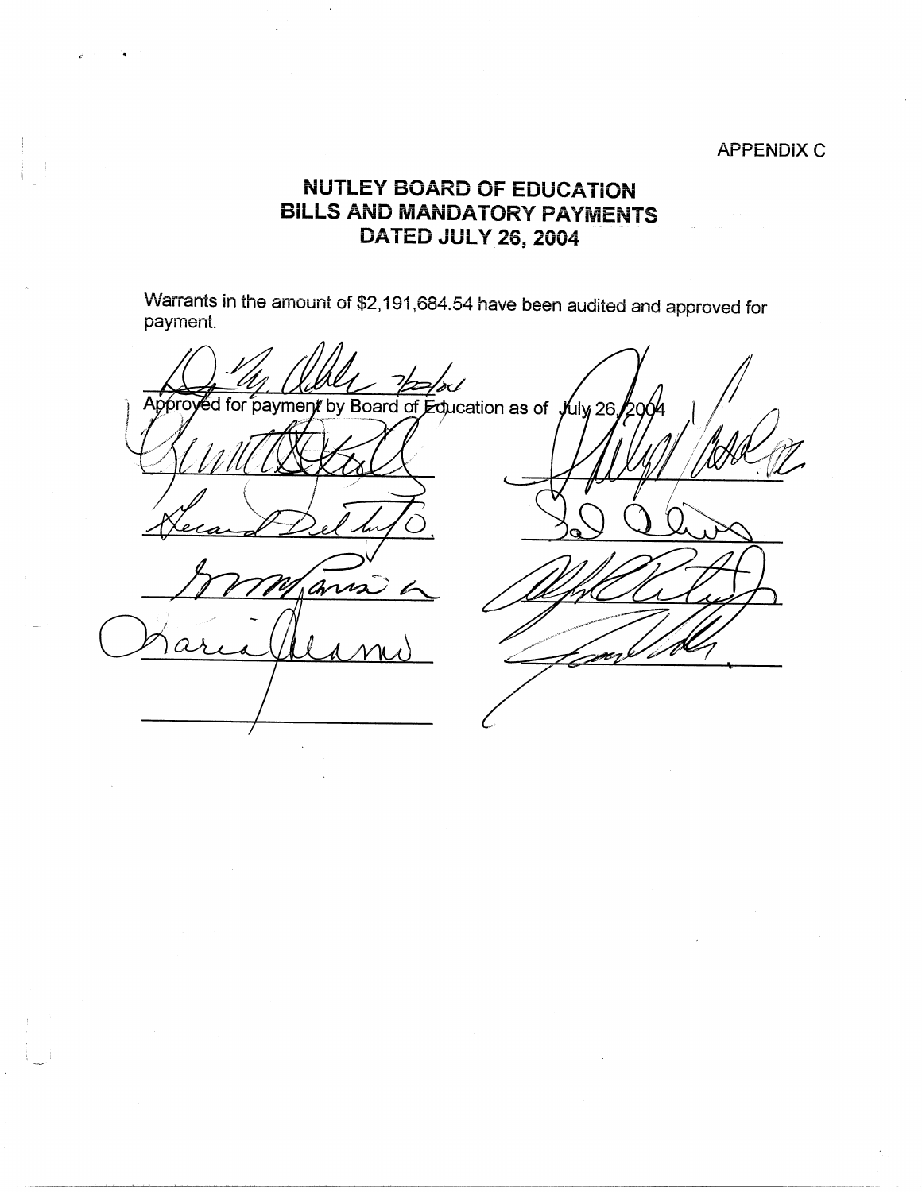APPENDIX C

# NUTLEY BOARD OF EDUCATION
# BILLS AND MANDATORY PAYMENTS
# DATED JULY 26, 2004

Warrants in the amount of $2,191,684.54 have been audited and approved for payment.

Approved for payment by Board of Education as of July 26, 2004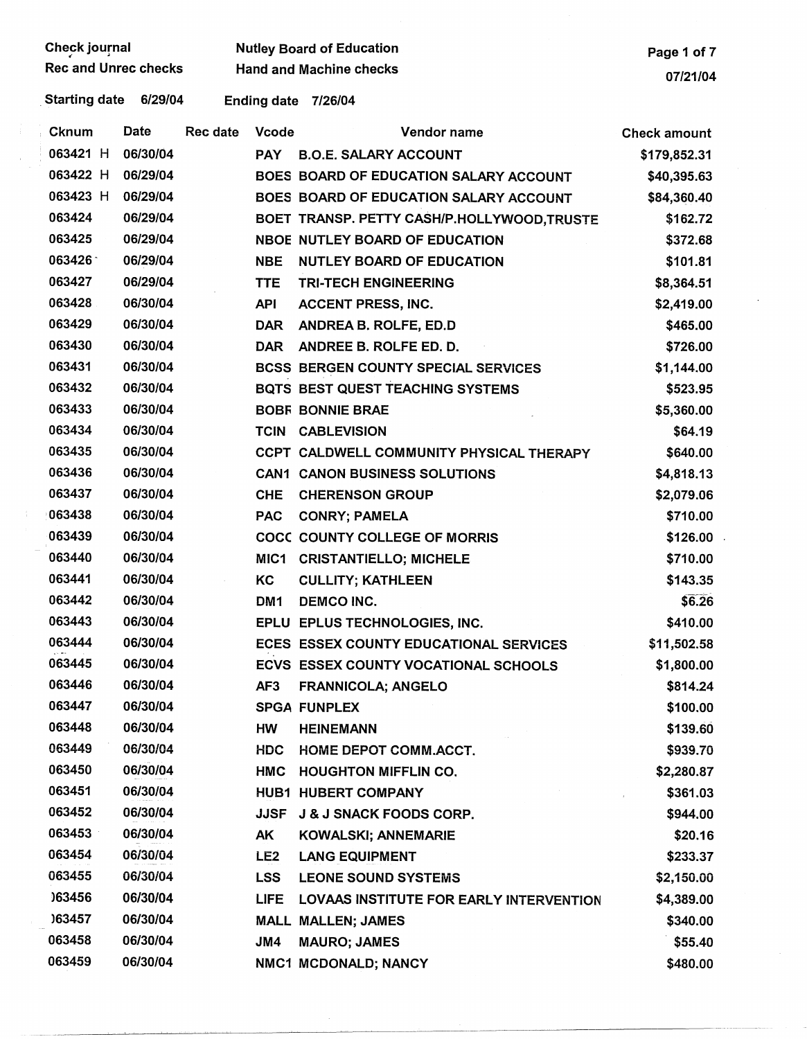Check journal
Rec and Unrec checks

Nutley Board of Education
Hand and Machine checks

07/21/04

Starting date 6/29/04 Ending date 7/26/04

| Cknum | Date | Rec date | Vcode | Vendor name | Check amount |
|---|---|---|---|---|---|
| 063421 H | 06/30/04 | | PAY | B.O.E. SALARY ACCOUNT | $179,852.31 |
| 063422 H | 06/29/04 | | BOES | BOARD OF EDUCATION SALARY ACCOUNT | $40,395.63 |
| 063423 H | 06/29/04 | | BOES | BOARD OF EDUCATION SALARY ACCOUNT | $84,360.40 |
| 063424 | 06/29/04 | | BOET | TRANSP. PETTY CASH/P.HOLLYWOOD,TRUSTE | $162.72 |
| 063425 | 06/29/04 | | NBOE | NUTLEY BOARD OF EDUCATION | $372.68 |
| 063426 | 06/29/04 | | NBE | NUTLEY BOARD OF EDUCATION | $101.81 |
| 063427 | 06/29/04 | | TTE | TRI-TECH ENGINEERING | $8,364.51 |
| 063428 | 06/30/04 | | API | ACCENT PRESS, INC. | $2,419.00 |
| 063429 | 06/30/04 | | DAR | ANDREA B. ROLFE, ED.D | $465.00 |
| 063430 | 06/30/04 | | DAR | ANDREE B. ROLFE ED. D. | $726.00 |
| 063431 | 06/30/04 | | BCSS | BERGEN COUNTY SPECIAL SERVICES | $1,144.00 |
| 063432 | 06/30/04 | | BQTS | BEST QUEST TEACHING SYSTEMS | $523.95 |
| 063433 | 06/30/04 | | BOBF | BONNIE BRAE | $5,360.00 |
| 063434 | 06/30/04 | | TCIN | CABLEVISION | $64.19 |
| 063435 | 06/30/04 | | CCPT | CALDWELL COMMUNITY PHYSICAL THERAPY | $640.00 |
| 063436 | 06/30/04 | | CAN1 | CANON BUSINESS SOLUTIONS | $4,818.13 |
| 063437 | 06/30/04 | | CHE | CHERENSON GROUP | $2,079.06 |
| 063438 | 06/30/04 | | PAC | CONRY; PAMELA | $710.00 |
| 063439 | 06/30/04 | | COCC | COUNTY COLLEGE OF MORRIS | $126.00 |
| 063440 | 06/30/04 | | MIC1 | CRISTANTIELLO; MICHELE | $710.00 |
| 063441 | 06/30/04 | | KC | CULLITY; KATHLEEN | $143.35 |
| 063442 | 06/30/04 | | DM1 | DEMCO INC. | $6.26 |
| 063443 | 06/30/04 | | EPLU | EPLUS TECHNOLOGIES, INC. | $410.00 |
| 063444 | 06/30/04 | | ECES | ESSEX COUNTY EDUCATIONAL SERVICES | $11,502.58 |
| 063445 | 06/30/04 | | ECVS | ESSEX COUNTY VOCATIONAL SCHOOLS | $1,800.00 |
| 063446 | 06/30/04 | | AF3 | FRANNICOLA; ANGELO | $814.24 |
| 063447 | 06/30/04 | | SPGA | FUNPLEX | $100.00 |
| 063448 | 06/30/04 | | HW | HEINEMANN | $139.60 |
| 063449 | 06/30/04 | | HDC | HOME DEPOT COMM.ACCT. | $939.70 |
| 063450 | 06/30/04 | | HMC | HOUGHTON MIFFLIN CO. | $2,280.87 |
| 063451 | 06/30/04 | | HUB1 | HUBERT COMPANY | $361.03 |
| 063452 | 06/30/04 | | JJSF | J & J SNACK FOODS CORP. | $944.00 |
| 063453 | 06/30/04 | | AK | KOWALSKI; ANNEMARIE | $20.16 |
| 063454 | 06/30/04 | | LE2 | LANG EQUIPMENT | $233.37 |
| 063455 | 06/30/04 | | LSS | LEONE SOUND SYSTEMS | $2,150.00 |
| 063456 | 06/30/04 | | LIFE | LOVAAS INSTITUTE FOR EARLY INTERVENTION | $4,389.00 |
| 063457 | 06/30/04 | | MALL | MALLEN; JAMES | $340.00 |
| 063458 | 06/30/04 | | JM4 | MAURO; JAMES | $55.40 |
| 063459 | 06/30/04 | | NMC1 | MCDONALD; NANCY | $480.00 |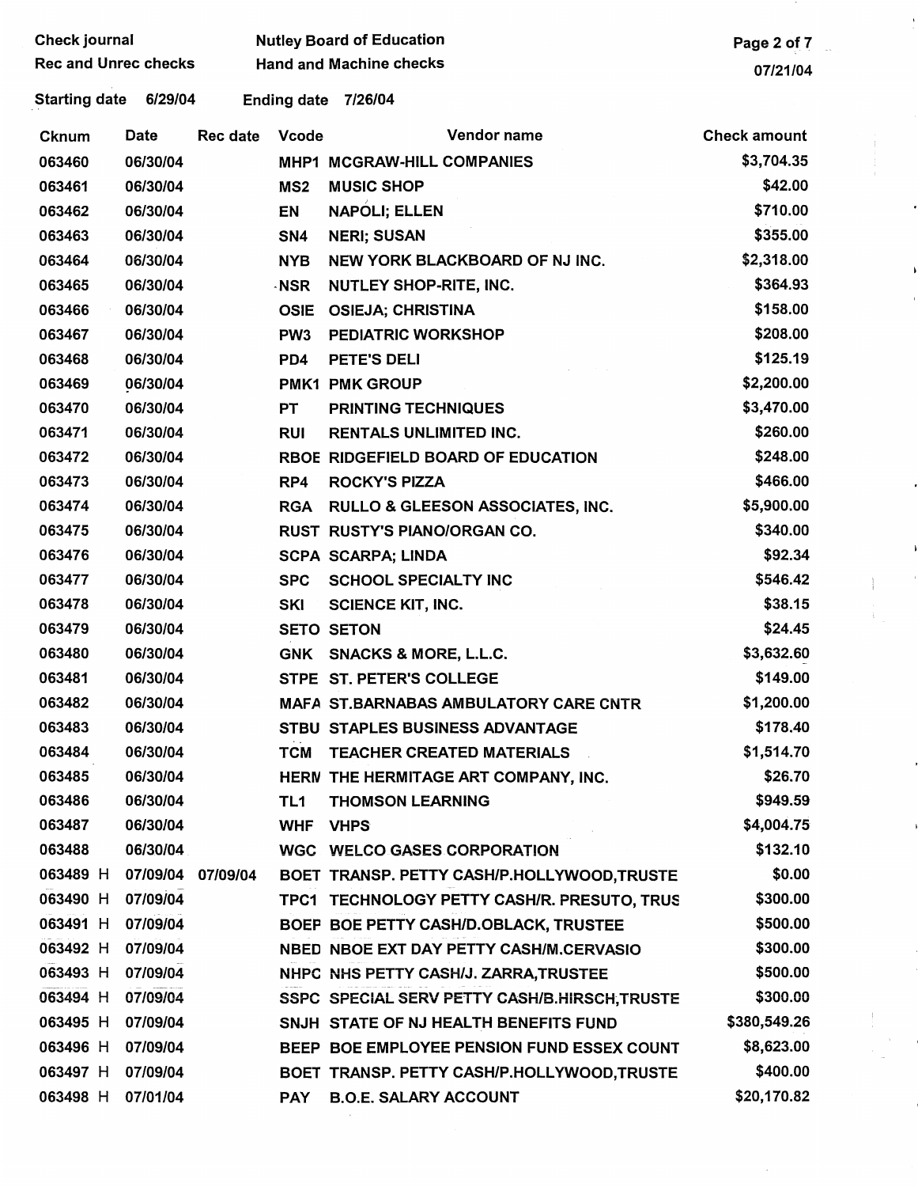Check journal
Rec and Unrec checks

Nutley Board of Education
Hand and Machine checks

07/21/04

Starting date 6/29/04 Ending date 7/26/04

| Cknum | Date | Rec date | Vcode | Vendor name | Check amount |
|---|---|---|---|---|---|
| 063460 | 06/30/04 | | MHP1 | MCGRAW-HILL COMPANIES | $3,704.35 |
| 063461 | 06/30/04 | | MS2 | MUSIC SHOP | $42.00 |
| 063462 | 06/30/04 | | EN | NAPOLI; ELLEN | $710.00 |
| 063463 | 06/30/04 | | SN4 | NERI; SUSAN | $355.00 |
| 063464 | 06/30/04 | | NYB | NEW YORK BLACKBOARD OF NJ INC. | $2,318.00 |
| 063465 | 06/30/04 | | NSR | NUTLEY SHOP-RITE, INC. | $364.93 |
| 063466 | 06/30/04 | | OSIE | OSIEJA; CHRISTINA | $158.00 |
| 063467 | 06/30/04 | | PW3 | PEDIATRIC WORKSHOP | $208.00 |
| 063468 | 06/30/04 | | PD4 | PETE'S DELI | $125.19 |
| 063469 | 06/30/04 | | PMK1 | PMK GROUP | $2,200.00 |
| 063470 | 06/30/04 | | PT | PRINTING TECHNIQUES | $3,470.00 |
| 063471 | 06/30/04 | | RUI | RENTALS UNLIMITED INC. | $260.00 |
| 063472 | 06/30/04 | | RBOE | RIDGEFIELD BOARD OF EDUCATION | $248.00 |
| 063473 | 06/30/04 | | RP4 | ROCKY'S PIZZA | $466.00 |
| 063474 | 06/30/04 | | RGA | RULLO & GLEESON ASSOCIATES, INC. | $5,900.00 |
| 063475 | 06/30/04 | | RUST | RUSTY'S PIANO/ORGAN CO. | $340.00 |
| 063476 | 06/30/04 | | SCPA | SCARPA; LINDA | $92.34 |
| 063477 | 06/30/04 | | SPC | SCHOOL SPECIALTY INC | $546.42 |
| 063478 | 06/30/04 | | SKI | SCIENCE KIT, INC. | $38.15 |
| 063479 | 06/30/04 | | SETO | SETON | $24.45 |
| 063480 | 06/30/04 | | GNK | SNACKS & MORE, L.L.C. | $3,632.60 |
| 063481 | 06/30/04 | | STPE | ST. PETER'S COLLEGE | $149.00 |
| 063482 | 06/30/04 | | MAFA | ST.BARNABAS AMBULATORY CARE CNTR | $1,200.00 |
| 063483 | 06/30/04 | | STBU | STAPLES BUSINESS ADVANTAGE | $178.40 |
| 063484 | 06/30/04 | | TCM | TEACHER CREATED MATERIALS | $1,514.70 |
| 063485 | 06/30/04 | | HERM | THE HERMITAGE ART COMPANY, INC. | $26.70 |
| 063486 | 06/30/04 | | TL1 | THOMSON LEARNING | $949.59 |
| 063487 | 06/30/04 | | WHF | VHPS | $4,004.75 |
| 063488 | 06/30/04 | | WGC | WELCO GASES CORPORATION | $132.10 |
| 063489 H | 07/09/04 | 07/09/04 | BOET | TRANSP. PETTY CASH/P.HOLLYWOOD,TRUSTE | $0.00 |
| 063490 H | 07/09/04 | | TPC1 | TECHNOLOGY PETTY CASH/R. PRESUTO, TRUS | $300.00 |
| 063491 H | 07/09/04 | | BOEP | BOE PETTY CASH/D.OBLACK, TRUSTEE | $500.00 |
| 063492 H | 07/09/04 | | NBED | NBOE EXT DAY PETTY CASH/M.CERVASIO | $300.00 |
| 063493 H | 07/09/04 | | NHPC | NHS PETTY CASH/J. ZARRA,TRUSTEE | $500.00 |
| 063494 H | 07/09/04 | | SSPC | SPECIAL SERV PETTY CASH/B.HIRSCH,TRUSTE | $300.00 |
| 063495 H | 07/09/04 | | SNJH | STATE OF NJ HEALTH BENEFITS FUND | $380,549.26 |
| 063496 H | 07/09/04 | | BEEP | BOE EMPLOYEE PENSION FUND ESSEX COUNT | $8,623.00 |
| 063497 H | 07/09/04 | | BOET | TRANSP. PETTY CASH/P.HOLLYWOOD,TRUSTE | $400.00 |
| 063498 H | 07/01/04 | | PAY | B.O.E. SALARY ACCOUNT | $20,170.82 |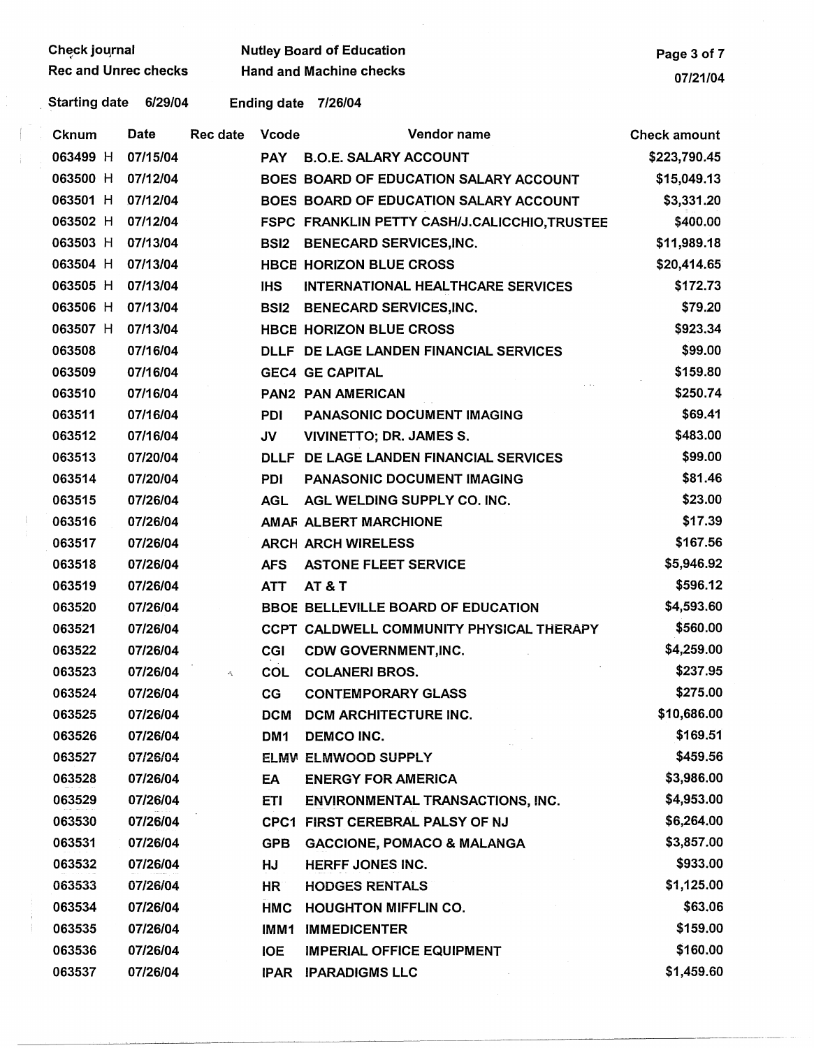Check journal
Rec and Unrec checks

Nutley Board of Education
Hand and Machine checks

Starting date 6/29/04 Ending date 7/26/04

| Cknum | Date | Rec date | Vcode | Vendor name | Check amount |
|---|---|---|---|---|---|
| 063499 H | 07/15/04 | | PAY | B.O.E. SALARY ACCOUNT | $223,790.45 |
| 063500 H | 07/12/04 | | BOES | BOARD OF EDUCATION SALARY ACCOUNT | $15,049.13 |
| 063501 H | 07/12/04 | | BOES | BOARD OF EDUCATION SALARY ACCOUNT | $3,331.20 |
| 063502 H | 07/12/04 | | FSPC | FRANKLIN PETTY CASH/J.CALICCHIO,TRUSTEE | $400.00 |
| 063503 H | 07/13/04 | | BSI2 | BENECARD SERVICES,INC. | $11,989.18 |
| 063504 H | 07/13/04 | | HBCE | HORIZON BLUE CROSS | $20,414.65 |
| 063505 H | 07/13/04 | | IHS | INTERNATIONAL HEALTHCARE SERVICES | $172.73 |
| 063506 H | 07/13/04 | | BSI2 | BENECARD SERVICES,INC. | $79.20 |
| 063507 H | 07/13/04 | | HBCE | HORIZON BLUE CROSS | $923.34 |
| 063508 | 07/16/04 | | DLLF | DE LAGE LANDEN FINANCIAL SERVICES | $99.00 |
| 063509 | 07/16/04 | | GEC4 | GE CAPITAL | $159.80 |
| 063510 | 07/16/04 | | PAN2 | PAN AMERICAN | $250.74 |
| 063511 | 07/16/04 | | PDI | PANASONIC DOCUMENT IMAGING | $69.41 |
| 063512 | 07/16/04 | | JV | VIVINETTO; DR. JAMES S. | $483.00 |
| 063513 | 07/20/04 | | DLLF | DE LAGE LANDEN FINANCIAL SERVICES | $99.00 |
| 063514 | 07/20/04 | | PDI | PANASONIC DOCUMENT IMAGING | $81.46 |
| 063515 | 07/26/04 | | AGL | AGL WELDING SUPPLY CO. INC. | $23.00 |
| 063516 | 07/26/04 | | AMAF | ALBERT MARCHIONE | $17.39 |
| 063517 | 07/26/04 | | ARCH | ARCH WIRELESS | $167.56 |
| 063518 | 07/26/04 | | AFS | ASTONE FLEET SERVICE | $5,946.92 |
| 063519 | 07/26/04 | | ATT | AT & T | $596.12 |
| 063520 | 07/26/04 | | BBOE | BELLEVILLE BOARD OF EDUCATION | $4,593.60 |
| 063521 | 07/26/04 | | CCPT | CALDWELL COMMUNITY PHYSICAL THERAPY | $560.00 |
| 063522 | 07/26/04 | | CGI | CDW GOVERNMENT,INC. | $4,259.00 |
| 063523 | 07/26/04 | | COL | COLANERI BROS. | $237.95 |
| 063524 | 07/26/04 | | CG | CONTEMPORARY GLASS | $275.00 |
| 063525 | 07/26/04 | | DCM | DCM ARCHITECTURE INC. | $10,686.00 |
| 063526 | 07/26/04 | | DM1 | DEMCO INC. | $169.51 |
| 063527 | 07/26/04 | | ELMW | ELMWOOD SUPPLY | $459.56 |
| 063528 | 07/26/04 | | EA | ENERGY FOR AMERICA | $3,986.00 |
| 063529 | 07/26/04 | | ETI | ENVIRONMENTAL TRANSACTIONS, INC. | $4,953.00 |
| 063530 | 07/26/04 | | CPC1 | FIRST CEREBRAL PALSY OF NJ | $6,264.00 |
| 063531 | 07/26/04 | | GPB | GACCIONE, POMACO & MALANGA | $3,857.00 |
| 063532 | 07/26/04 | | HJ | HERFF JONES INC. | $933.00 |
| 063533 | 07/26/04 | | HR | HODGES RENTALS | $1,125.00 |
| 063534 | 07/26/04 | | HMC | HOUGHTON MIFFLIN CO. | $63.06 |
| 063535 | 07/26/04 | | IMM1 | IMMEDICENTER | $159.00 |
| 063536 | 07/26/04 | | IOE | IMPERIAL OFFICE EQUIPMENT | $160.00 |
| 063537 | 07/26/04 | | IPAR | IPARADIGMS LLC | $1,459.60 |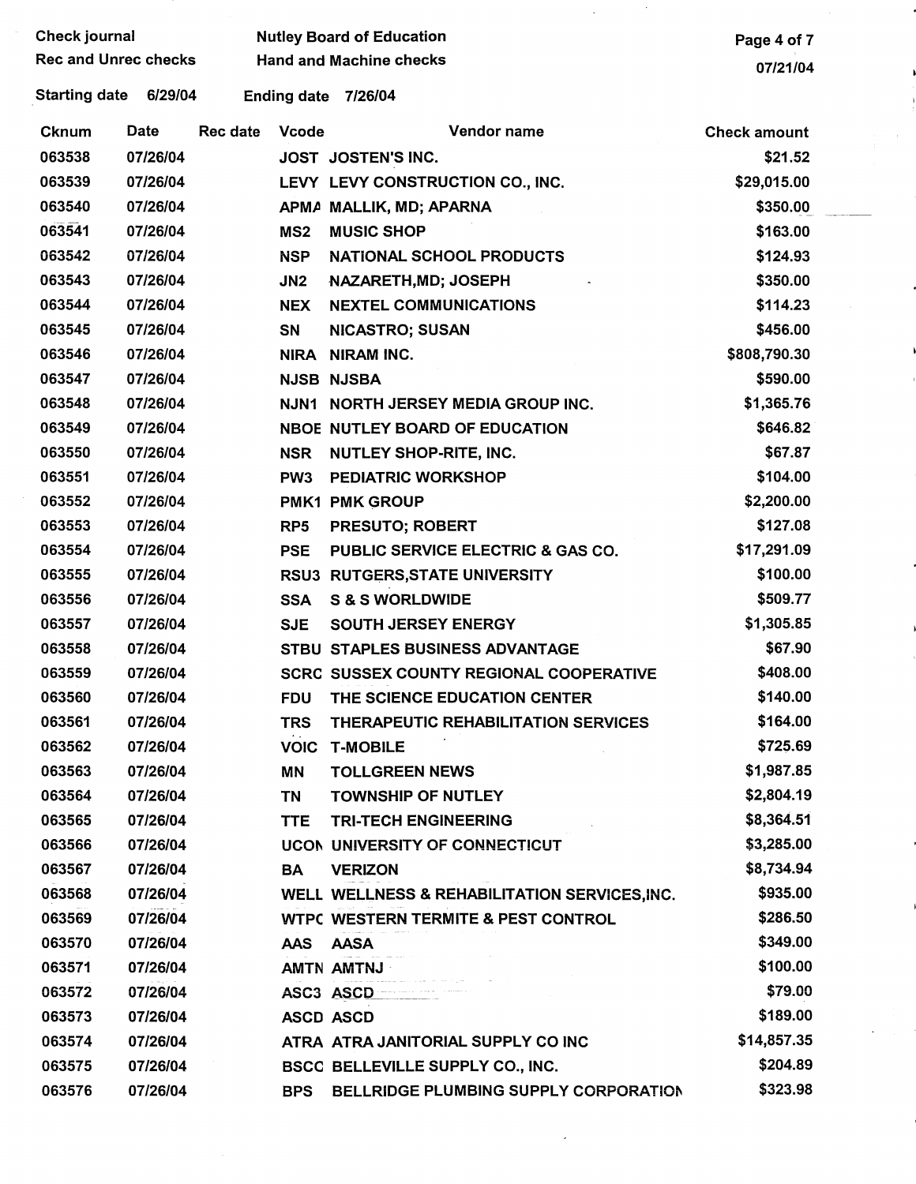Check journal | Nutley Board of Education
Rec and Unrec checks | Hand and Machine checks

Starting date 6/29/04 Ending date 7/26/04

| Cknum | Date | Rec date | Vcode | Vendor name | Check amount |
|---|---|---|---|---|---|
| 063538 | 07/26/04 | | JOST | JOSTEN'S INC. | $21.52 |
| 063539 | 07/26/04 | | LEVY | LEVY CONSTRUCTION CO., INC. | $29,015.00 |
| 063540 | 07/26/04 | | APMA | MALLIK, MD; APARNA | $350.00 |
| 063541 | 07/26/04 | | MS2 | MUSIC SHOP | $163.00 |
| 063542 | 07/26/04 | | NSP | NATIONAL SCHOOL PRODUCTS | $124.93 |
| 063543 | 07/26/04 | | JN2 | NAZARETH,MD; JOSEPH | $350.00 |
| 063544 | 07/26/04 | | NEX | NEXTEL COMMUNICATIONS | $114.23 |
| 063545 | 07/26/04 | | SN | NICASTRO; SUSAN | $456.00 |
| 063546 | 07/26/04 | | NIRA | NIRAM INC. | $808,790.30 |
| 063547 | 07/26/04 | | NJSB | NJSBA | $590.00 |
| 063548 | 07/26/04 | | NJN1 | NORTH JERSEY MEDIA GROUP INC. | $1,365.76 |
| 063549 | 07/26/04 | | NBOE | NUTLEY BOARD OF EDUCATION | $646.82 |
| 063550 | 07/26/04 | | NSR | NUTLEY SHOP-RITE, INC. | $67.87 |
| 063551 | 07/26/04 | | PW3 | PEDIATRIC WORKSHOP | $104.00 |
| 063552 | 07/26/04 | | PMK1 | PMK GROUP | $2,200.00 |
| 063553 | 07/26/04 | | RP5 | PRESUTO; ROBERT | $127.08 |
| 063554 | 07/26/04 | | PSE | PUBLIC SERVICE ELECTRIC & GAS CO. | $17,291.09 |
| 063555 | 07/26/04 | | RSU3 | RUTGERS,STATE UNIVERSITY | $100.00 |
| 063556 | 07/26/04 | | SSA | S & S WORLDWIDE | $509.77 |
| 063557 | 07/26/04 | | SJE | SOUTH JERSEY ENERGY | $1,305.85 |
| 063558 | 07/26/04 | | STBU | STAPLES BUSINESS ADVANTAGE | $67.90 |
| 063559 | 07/26/04 | | SCRC | SUSSEX COUNTY REGIONAL COOPERATIVE | $408.00 |
| 063560 | 07/26/04 | | FDU | THE SCIENCE EDUCATION CENTER | $140.00 |
| 063561 | 07/26/04 | | TRS | THERAPEUTIC REHABILITATION SERVICES | $164.00 |
| 063562 | 07/26/04 | | VOIC | T-MOBILE | $725.69 |
| 063563 | 07/26/04 | | MN | TOLLGREEN NEWS | $1,987.85 |
| 063564 | 07/26/04 | | TN | TOWNSHIP OF NUTLEY | $2,804.19 |
| 063565 | 07/26/04 | | TTE | TRI-TECH ENGINEERING | $8,364.51 |
| 063566 | 07/26/04 | | UCON | UNIVERSITY OF CONNECTICUT | $3,285.00 |
| 063567 | 07/26/04 | | BA | VERIZON | $8,734.94 |
| 063568 | 07/26/04 | | WELL | WELLNESS & REHABILITATION SERVICES,INC. | $935.00 |
| 063569 | 07/26/04 | | WTPC | WESTERN TERMITE & PEST CONTROL | $286.50 |
| 063570 | 07/26/04 | | AAS | AASA | $349.00 |
| 063571 | 07/26/04 | | AMTN | AMTNJ | $100.00 |
| 063572 | 07/26/04 | | ASC3 | ASCD | $79.00 |
| 063573 | 07/26/04 | | ASCD | ASCD | $189.00 |
| 063574 | 07/26/04 | | ATRA | ATRA JANITORIAL SUPPLY CO INC | $14,857.35 |
| 063575 | 07/26/04 | | BSCC | BELLEVILLE SUPPLY CO., INC. | $204.89 |
| 063576 | 07/26/04 | | BPS | BELLRIDGE PLUMBING SUPPLY CORPORATION | $323.98 |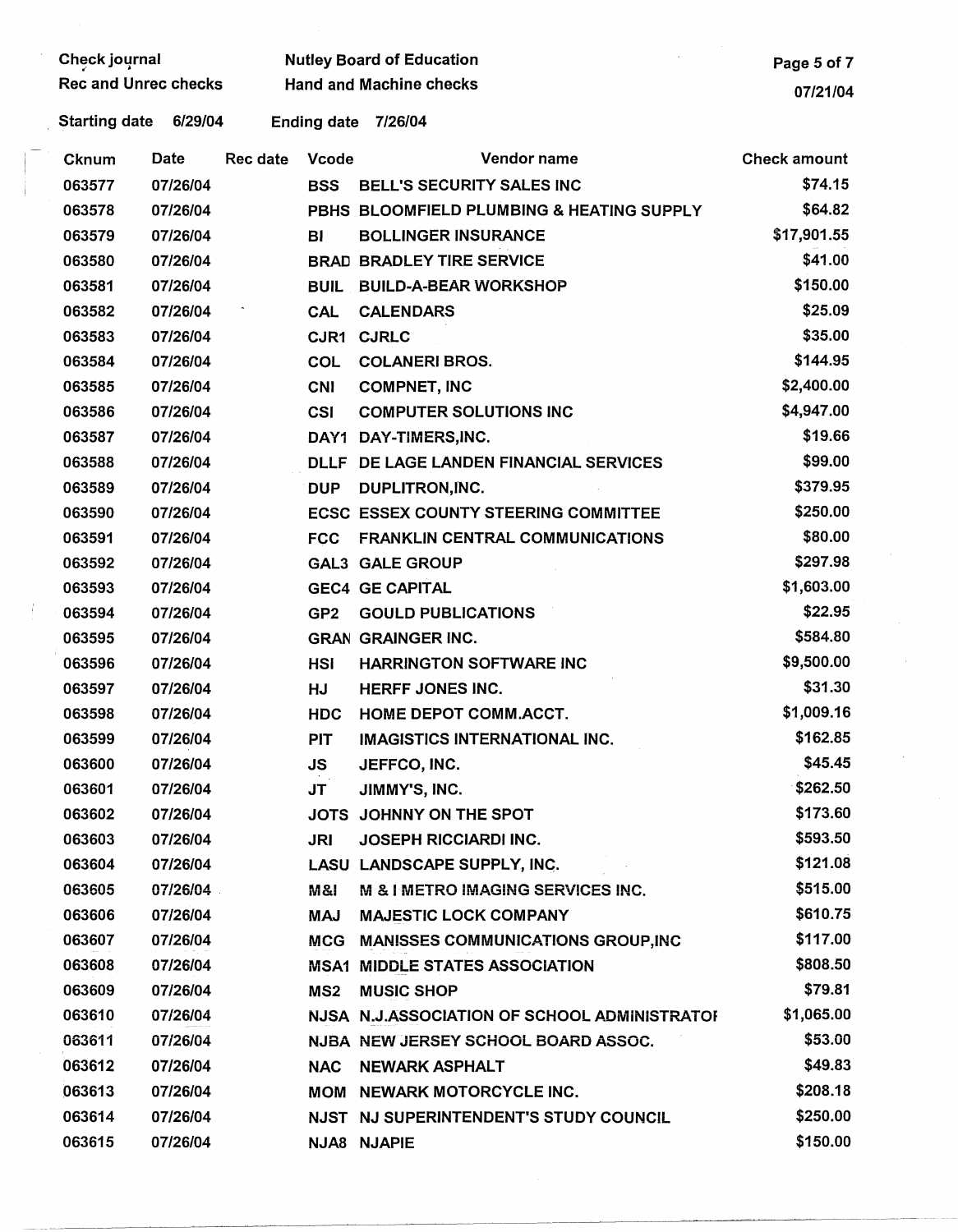Check journal
Rec and Unrec checks

Nutley Board of Education
Hand and Machine checks

07/21/04

Starting date 6/29/04 Ending date 7/26/04

| Cknum | Date | Rec date | Vcode | Vendor name | Check amount |
|---|---|---|---|---|---|
| 063577 | 07/26/04 | | BSS | BELL'S SECURITY SALES INC | $74.15 |
| 063578 | 07/26/04 | | PBHS | BLOOMFIELD PLUMBING & HEATING SUPPLY | $64.82 |
| 063579 | 07/26/04 | | BI | BOLLINGER INSURANCE | $17,901.55 |
| 063580 | 07/26/04 | | BRAD | BRADLEY TIRE SERVICE | $41.00 |
| 063581 | 07/26/04 | | BUIL | BUILD-A-BEAR WORKSHOP | $150.00 |
| 063582 | 07/26/04 | | CAL | CALENDARS | $25.09 |
| 063583 | 07/26/04 | | CJR1 | CJRLC | $35.00 |
| 063584 | 07/26/04 | | COL | COLANERI BROS. | $144.95 |
| 063585 | 07/26/04 | | CNI | COMPNET, INC | $2,400.00 |
| 063586 | 07/26/04 | | CSI | COMPUTER SOLUTIONS INC | $4,947.00 |
| 063587 | 07/26/04 | | DAY1 | DAY-TIMERS,INC. | $19.66 |
| 063588 | 07/26/04 | | DLLF | DE LAGE LANDEN FINANCIAL SERVICES | $99.00 |
| 063589 | 07/26/04 | | DUP | DUPLITRON,INC. | $379.95 |
| 063590 | 07/26/04 | | ECSC | ESSEX COUNTY STEERING COMMITTEE | $250.00 |
| 063591 | 07/26/04 | | FCC | FRANKLIN CENTRAL COMMUNICATIONS | $80.00 |
| 063592 | 07/26/04 | | GAL3 | GALE GROUP | $297.98 |
| 063593 | 07/26/04 | | GEC4 | GE CAPITAL | $1,603.00 |
| 063594 | 07/26/04 | | GP2 | GOULD PUBLICATIONS | $22.95 |
| 063595 | 07/26/04 | | GRAN | GRAINGER INC. | $584.80 |
| 063596 | 07/26/04 | | HSI | HARRINGTON SOFTWARE INC | $9,500.00 |
| 063597 | 07/26/04 | | HJ | HERFF JONES INC. | $31.30 |
| 063598 | 07/26/04 | | HDC | HOME DEPOT COMM.ACCT. | $1,009.16 |
| 063599 | 07/26/04 | | PIT | IMAGISTICS INTERNATIONAL INC. | $162.85 |
| 063600 | 07/26/04 | | JS | JEFFCO, INC. | $45.45 |
| 063601 | 07/26/04 | | JT | JIMMY'S, INC. | $262.50 |
| 063602 | 07/26/04 | | JOTS | JOHNNY ON THE SPOT | $173.60 |
| 063603 | 07/26/04 | | JRI | JOSEPH RICCIARDI INC. | $593.50 |
| 063604 | 07/26/04 | | LASU | LANDSCAPE SUPPLY, INC. | $121.08 |
| 063605 | 07/26/04 | | M&I | M & I METRO IMAGING SERVICES INC. | $515.00 |
| 063606 | 07/26/04 | | MAJ | MAJESTIC LOCK COMPANY | $610.75 |
| 063607 | 07/26/04 | | MCG | MANISSES COMMUNICATIONS GROUP,INC | $117.00 |
| 063608 | 07/26/04 | | MSA1 | MIDDLE STATES ASSOCIATION | $808.50 |
| 063609 | 07/26/04 | | MS2 | MUSIC SHOP | $79.81 |
| 063610 | 07/26/04 | | NJSA | N.J.ASSOCIATION OF SCHOOL ADMINISTRATOI | $1,065.00 |
| 063611 | 07/26/04 | | NJBA | NEW JERSEY SCHOOL BOARD ASSOC. | $53.00 |
| 063612 | 07/26/04 | | NAC | NEWARK ASPHALT | $49.83 |
| 063613 | 07/26/04 | | MOM | NEWARK MOTORCYCLE INC. | $208.18 |
| 063614 | 07/26/04 | | NJST | NJ SUPERINTENDENT'S STUDY COUNCIL | $250.00 |
| 063615 | 07/26/04 | | NJA8 | NJAPIE | $150.00 |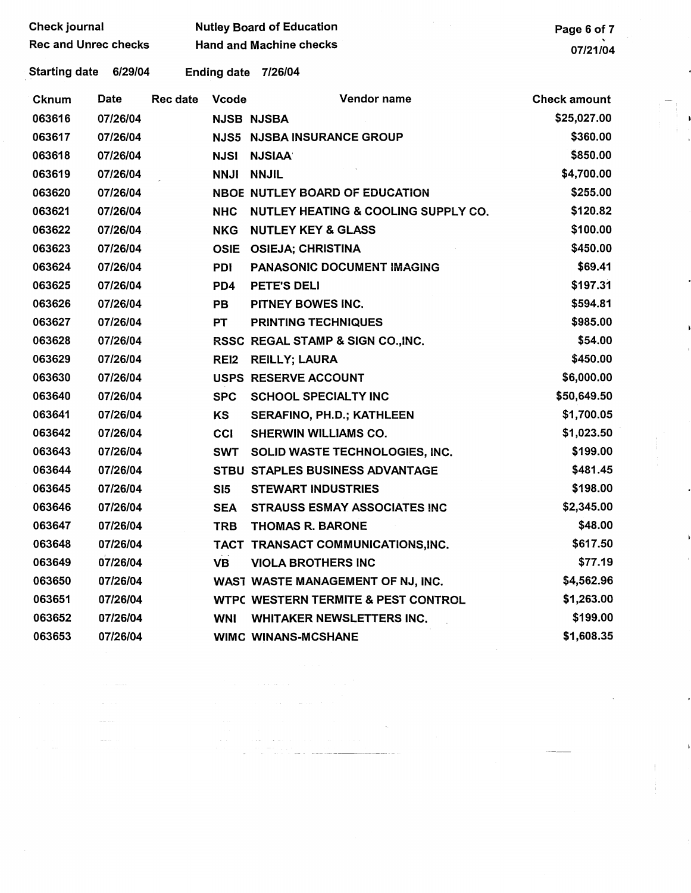Check journal
Rec and Unrec checks

Nutley Board of Education
Hand and Machine checks

07/21/04

Starting date 6/29/04 Ending date 7/26/04

| Cknum | Date | Rec date | Vcode | Vendor name | Check amount |
|---|---|---|---|---|---|
| 063616 | 07/26/04 | | NJSB | NJSBA | $25,027.00 |
| 063617 | 07/26/04 | | NJS5 | NJSBA INSURANCE GROUP | $360.00 |
| 063618 | 07/26/04 | | NJSI | NJSIAA | $850.00 |
| 063619 | 07/26/04 | | NNJI | NNJIL | $4,700.00 |
| 063620 | 07/26/04 | | NBOE | NUTLEY BOARD OF EDUCATION | $255.00 |
| 063621 | 07/26/04 | | NHC | NUTLEY HEATING & COOLING SUPPLY CO. | $120.82 |
| 063622 | 07/26/04 | | NKG | NUTLEY KEY & GLASS | $100.00 |
| 063623 | 07/26/04 | | OSIE | OSIEJA; CHRISTINA | $450.00 |
| 063624 | 07/26/04 | | PDI | PANASONIC DOCUMENT IMAGING | $69.41 |
| 063625 | 07/26/04 | | PD4 | PETE'S DELI | $197.31 |
| 063626 | 07/26/04 | | PB | PITNEY BOWES INC. | $594.81 |
| 063627 | 07/26/04 | | PT | PRINTING TECHNIQUES | $985.00 |
| 063628 | 07/26/04 | | RSSC | REGAL STAMP & SIGN CO.,INC. | $54.00 |
| 063629 | 07/26/04 | | REI2 | REILLY; LAURA | $450.00 |
| 063630 | 07/26/04 | | USPS | RESERVE ACCOUNT | $6,000.00 |
| 063640 | 07/26/04 | | SPC | SCHOOL SPECIALTY INC | $50,649.50 |
| 063641 | 07/26/04 | | KS | SERAFINO, PH.D.; KATHLEEN | $1,700.05 |
| 063642 | 07/26/04 | | CCI | SHERWIN WILLIAMS CO. | $1,023.50 |
| 063643 | 07/26/04 | | SWT | SOLID WASTE TECHNOLOGIES, INC. | $199.00 |
| 063644 | 07/26/04 | | STBU | STAPLES BUSINESS ADVANTAGE | $481.45 |
| 063645 | 07/26/04 | | SI5 | STEWART INDUSTRIES | $198.00 |
| 063646 | 07/26/04 | | SEA | STRAUSS ESMAY ASSOCIATES INC | $2,345.00 |
| 063647 | 07/26/04 | | TRB | THOMAS R. BARONE | $48.00 |
| 063648 | 07/26/04 | | TACT | TRANSACT COMMUNICATIONS,INC. | $617.50 |
| 063649 | 07/26/04 | | VB | VIOLA BROTHERS INC | $77.19 |
| 063650 | 07/26/04 | | WAST | WASTE MANAGEMENT OF NJ, INC. | $4,562.96 |
| 063651 | 07/26/04 | | WTPC | WESTERN TERMITE & PEST CONTROL | $1,263.00 |
| 063652 | 07/26/04 | | WNI | WHITAKER NEWSLETTERS INC. | $199.00 |
| 063653 | 07/26/04 | | WIMC | WINANS-MCSHANE | $1,608.35 |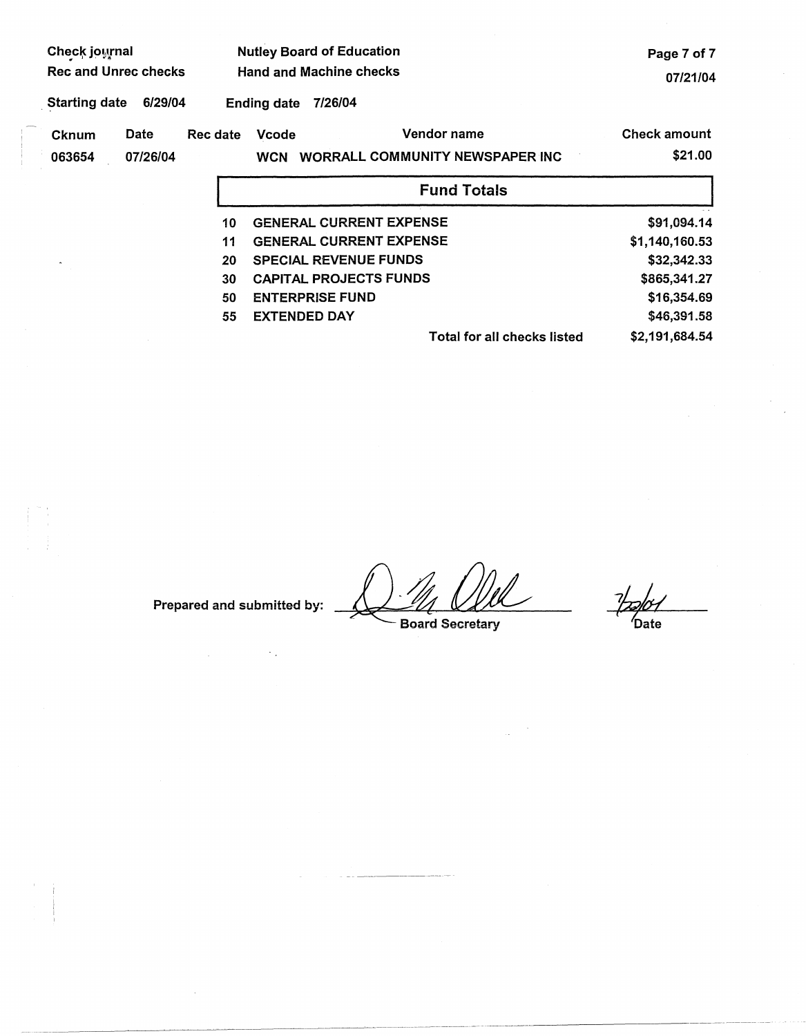Check journal
Rec and Unrec checks

Nutley Board of Education
Hand and Machine checks

Starting date 6/29/04 Ending date 7/26/04

| Cknum | Date | Rec date | Vcode | Vendor name | Check amount |
|---|---|---|---|---|---|
| 063654 | 07/26/04 | | WCN | WORRALL COMMUNITY NEWSPAPER INC | $21.00 |

**Fund Totals**

| | | |
|---|---|---|
| 10 | GENERAL CURRENT EXPENSE | $91,094.14 |
| 11 | GENERAL CURRENT EXPENSE | $1,140,160.53 |
| 20 | SPECIAL REVENUE FUNDS | $32,342.33 |
| 30 | CAPITAL PROJECTS FUNDS | $865,341.27 |
| 50 | ENTERPRISE FUND | $16,354.69 |
| 55 | EXTENDED DAY | $46,391.58 |
| | Total for all checks listed | $2,191,684.54 |

Prepared and submitted by: ______________ Board Secretary    7/22/04 Date